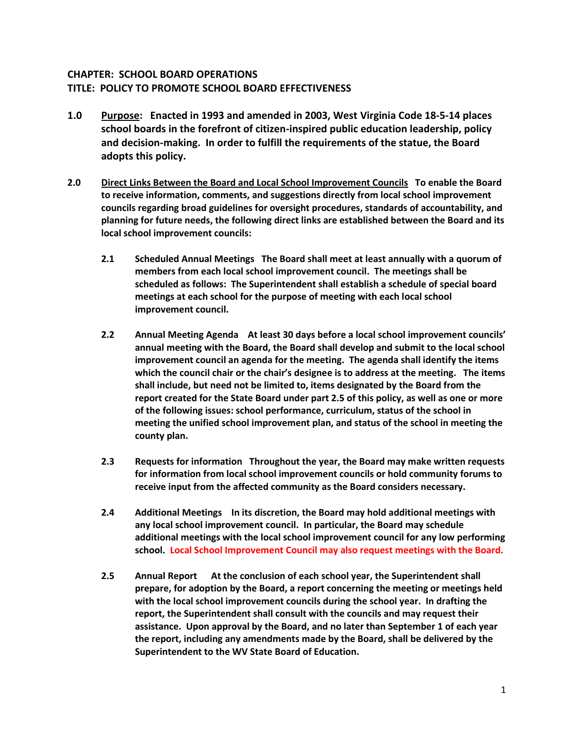**CHAPTER: SCHOOL BOARD OPERATIONS**
**TITLE: POLICY TO PROMOTE SCHOOL BOARD EFFECTIVENESS**

**1.0 Purpose: Enacted in 1993 and amended in 2003, West Virginia Code 18-5-14 places school boards in the forefront of citizen-inspired public education leadership, policy and decision-making. In order to fulfill the requirements of the statue, the Board adopts this policy.**

**2.0 Direct Links Between the Board and Local School Improvement Councils To enable the Board to receive information, comments, and suggestions directly from local school improvement councils regarding broad guidelines for oversight procedures, standards of accountability, and planning for future needs, the following direct links are established between the Board and its local school improvement councils:**

**2.1 Scheduled Annual Meetings The Board shall meet at least annually with a quorum of members from each local school improvement council. The meetings shall be scheduled as follows: The Superintendent shall establish a schedule of special board meetings at each school for the purpose of meeting with each local school improvement council.**

**2.2 Annual Meeting Agenda At least 30 days before a local school improvement councils' annual meeting with the Board, the Board shall develop and submit to the local school improvement council an agenda for the meeting. The agenda shall identify the items which the council chair or the chair's designee is to address at the meeting. The items shall include, but need not be limited to, items designated by the Board from the report created for the State Board under part 2.5 of this policy, as well as one or more of the following issues: school performance, curriculum, status of the school in meeting the unified school improvement plan, and status of the school in meeting the county plan.**

**2.3 Requests for information Throughout the year, the Board may make written requests for information from local school improvement councils or hold community forums to receive input from the affected community as the Board considers necessary.**

**2.4 Additional Meetings In its discretion, the Board may hold additional meetings with any local school improvement council. In particular, the Board may schedule additional meetings with the local school improvement council for any low performing school. Local School Improvement Council may also request meetings with the Board.**

**2.5 Annual Report At the conclusion of each school year, the Superintendent shall prepare, for adoption by the Board, a report concerning the meeting or meetings held with the local school improvement councils during the school year. In drafting the report, the Superintendent shall consult with the councils and may request their assistance. Upon approval by the Board, and no later than September 1 of each year the report, including any amendments made by the Board, shall be delivered by the Superintendent to the WV State Board of Education.**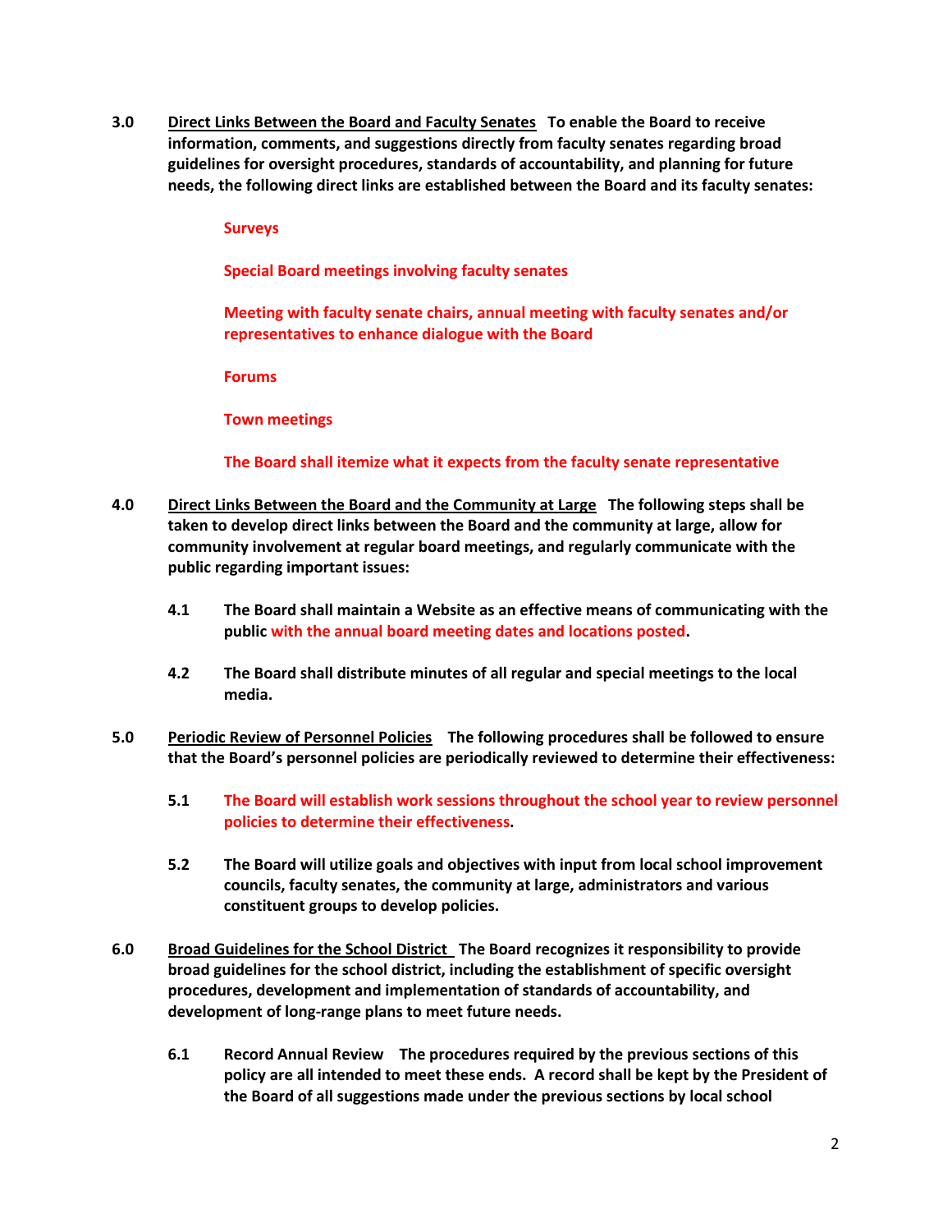**3.0 Direct Links Between the Board and Faculty Senates** **To enable the Board to receive information, comments, and suggestions directly from faculty senates regarding broad guidelines for oversight procedures, standards of accountability, and planning for future needs, the following direct links are established between the Board and its faculty senates:**

**Surveys**

**Special Board meetings involving faculty senates**

**Meeting with faculty senate chairs, annual meeting with faculty senates and/or representatives to enhance dialogue with the Board**

**Forums**

**Town meetings**

**The Board shall itemize what it expects from the faculty senate representative**

**4.0 Direct Links Between the Board and the Community at Large** **The following steps shall be taken to develop direct links between the Board and the community at large, allow for community involvement at regular board meetings, and regularly communicate with the public regarding important issues:**

**4.1 The Board shall maintain a Website as an effective means of communicating with the public with the annual board meeting dates and locations posted.**

**4.2 The Board shall distribute minutes of all regular and special meetings to the local media.**

**5.0 Periodic Review of Personnel Policies** **The following procedures shall be followed to ensure that the Board's personnel policies are periodically reviewed to determine their effectiveness:**

**5.1 The Board will establish work sessions throughout the school year to review personnel policies to determine their effectiveness.**

**5.2 The Board will utilize goals and objectives with input from local school improvement councils, faculty senates, the community at large, administrators and various constituent groups to develop policies.**

**6.0 Broad Guidelines for the School District** **The Board recognizes it responsibility to provide broad guidelines for the school district, including the establishment of specific oversight procedures, development and implementation of standards of accountability, and development of long-range plans to meet future needs.**

**6.1 Record Annual Review** **The procedures required by the previous sections of this policy are all intended to meet these ends. A record shall be kept by the President of the Board of all suggestions made under the previous sections by local school**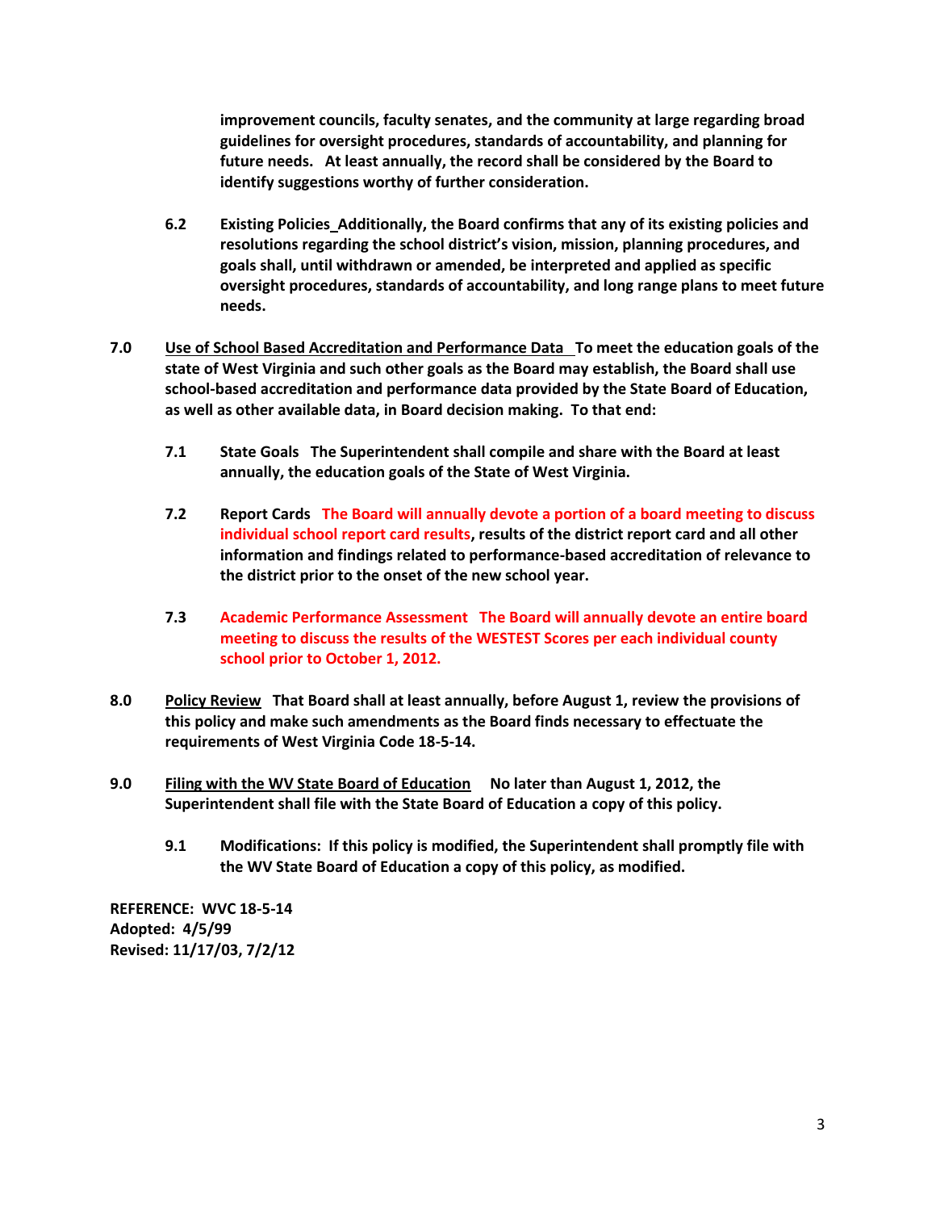**improvement councils, faculty senates, and the community at large regarding broad guidelines for oversight procedures, standards of accountability, and planning for future needs. At least annually, the record shall be considered by the Board to identify suggestions worthy of further consideration.**

**6.2 Existing Policies_Additionally, the Board confirms that any of its existing policies and resolutions regarding the school district's vision, mission, planning procedures, and goals shall, until withdrawn or amended, be interpreted and applied as specific oversight procedures, standards of accountability, and long range plans to meet future needs.**

**7.0 <u>Use of School Based Accreditation and Performance Data</u> To meet the education goals of the state of West Virginia and such other goals as the Board may establish, the Board shall use school-based accreditation and performance data provided by the State Board of Education, as well as other available data, in Board decision making. To that end:**

**7.1 State Goals The Superintendent shall compile and share with the Board at least annually, the education goals of the State of West Virginia.**

**7.2 Report Cards The Board will annually devote a portion of a board meeting to discuss individual school report card results, results of the district report card and all other information and findings related to performance-based accreditation of relevance to the district prior to the onset of the new school year.**

**7.3 Academic Performance Assessment The Board will annually devote an entire board meeting to discuss the results of the WESTEST Scores per each individual county school prior to October 1, 2012.**

**8.0 <u>Policy Review</u> That Board shall at least annually, before August 1, review the provisions of this policy and make such amendments as the Board finds necessary to effectuate the requirements of West Virginia Code 18-5-14.**

**9.0 <u>Filing with the WV State Board of Education</u> No later than August 1, 2012, the Superintendent shall file with the State Board of Education a copy of this policy.**

**9.1 Modifications: If this policy is modified, the Superintendent shall promptly file with the WV State Board of Education a copy of this policy, as modified.**

**REFERENCE: WVC 18-5-14**
**Adopted: 4/5/99**
**Revised: 11/17/03, 7/2/12**